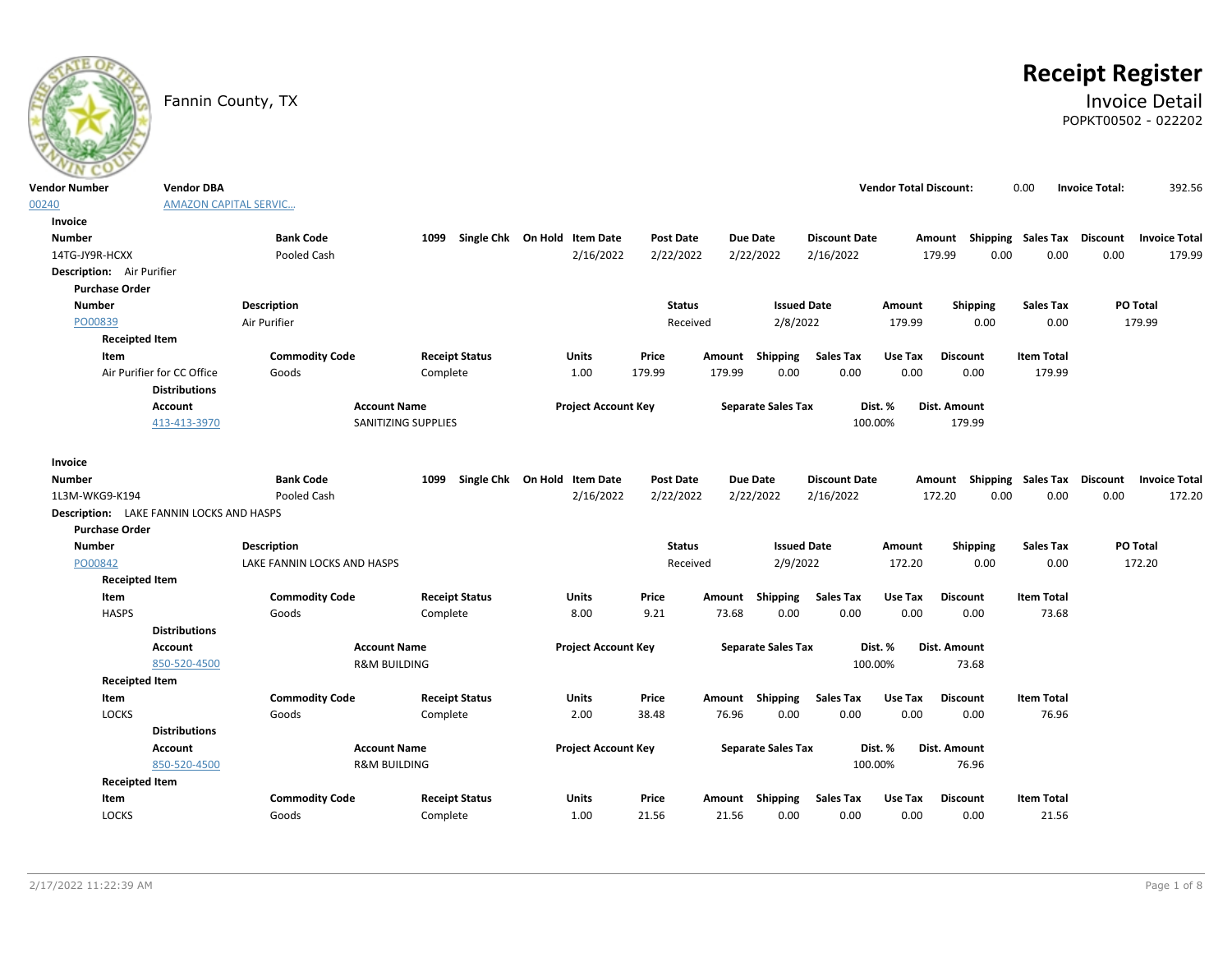# Receipt Register

Fannin County, TX

## Invoice Detail

POPKT00502 - 022202

| Vendor Number | Vendor DBA | Vendor Total Discount: | 0.00 | Invoice Total: | 392.56 |
|---|---|---|---|---|---|
| 00240 | AMAZON CAPITAL SERVIC... | | | | |

**Invoice**

| Number | Bank Code | 1099 | Single Chk | On Hold | Item Date | Post Date | Due Date | Discount Date | Amount | Shipping | Sales Tax | Discount | Invoice Total |
|---|---|---|---|---|---|---|---|---|---|---|---|---|---|
| 14TG-JY9R-HCXX | Pooled Cash | | | | 2/16/2022 | 2/22/2022 | 2/22/2022 | 2/16/2022 | 179.99 | 0.00 | 0.00 | 0.00 | 179.99 |

**Description:** Air Purifier

**Purchase Order**

| Number | Description | Status | Issued Date | Amount | Shipping | Sales Tax | PO Total |
|---|---|---|---|---|---|---|---|
| PO00839 | Air Purifier | Received | 2/8/2022 | 179.99 | 0.00 | 0.00 | 179.99 |

**Receipted Item**

| Item | Commodity Code | Receipt Status | Units | Price | Amount | Shipping | Sales Tax | Use Tax | Discount | Item Total |
|---|---|---|---|---|---|---|---|---|---|---|
| Air Purifier for CC Office | Goods | Complete | 1.00 | 179.99 | 179.99 | 0.00 | 0.00 | 0.00 | 0.00 | 179.99 |

**Distributions**

| Account | Account Name | Project Account Key | Separate Sales Tax | Dist. % | Dist. Amount |
|---|---|---|---|---|---|
| 413-413-3970 | SANITIZING SUPPLIES | | | 100.00% | 179.99 |

**Invoice**

| Number | Bank Code | 1099 | Single Chk | On Hold | Item Date | Post Date | Due Date | Discount Date | Amount | Shipping | Sales Tax | Discount | Invoice Total |
|---|---|---|---|---|---|---|---|---|---|---|---|---|---|
| 1L3M-WKG9-K194 | Pooled Cash | | | | 2/16/2022 | 2/22/2022 | 2/22/2022 | 2/16/2022 | 172.20 | 0.00 | 0.00 | 0.00 | 172.20 |

**Description:** LAKE FANNIN LOCKS AND HASPS

**Purchase Order**

| Number | Description | Status | Issued Date | Amount | Shipping | Sales Tax | PO Total |
|---|---|---|---|---|---|---|---|
| PO00842 | LAKE FANNIN LOCKS AND HASPS | Received | 2/9/2022 | 172.20 | 0.00 | 0.00 | 172.20 |

**Receipted Item**

| Item | Commodity Code | Receipt Status | Units | Price | Amount | Shipping | Sales Tax | Use Tax | Discount | Item Total |
|---|---|---|---|---|---|---|---|---|---|---|
| HASPS | Goods | Complete | 8.00 | 9.21 | 73.68 | 0.00 | 0.00 | 0.00 | 0.00 | 73.68 |

**Distributions**

| Account | Account Name | Project Account Key | Separate Sales Tax | Dist. % | Dist. Amount |
|---|---|---|---|---|---|
| 850-520-4500 | R&M BUILDING | | | 100.00% | 73.68 |

**Receipted Item**

| Item | Commodity Code | Receipt Status | Units | Price | Amount | Shipping | Sales Tax | Use Tax | Discount | Item Total |
|---|---|---|---|---|---|---|---|---|---|---|
| LOCKS | Goods | Complete | 2.00 | 38.48 | 76.96 | 0.00 | 0.00 | 0.00 | 0.00 | 76.96 |

**Distributions**

| Account | Account Name | Project Account Key | Separate Sales Tax | Dist. % | Dist. Amount |
|---|---|---|---|---|---|
| 850-520-4500 | R&M BUILDING | | | 100.00% | 76.96 |

**Receipted Item**

| Item | Commodity Code | Receipt Status | Units | Price | Amount | Shipping | Sales Tax | Use Tax | Discount | Item Total |
|---|---|---|---|---|---|---|---|---|---|---|
| LOCKS | Goods | Complete | 1.00 | 21.56 | 21.56 | 0.00 | 0.00 | 0.00 | 0.00 | 21.56 |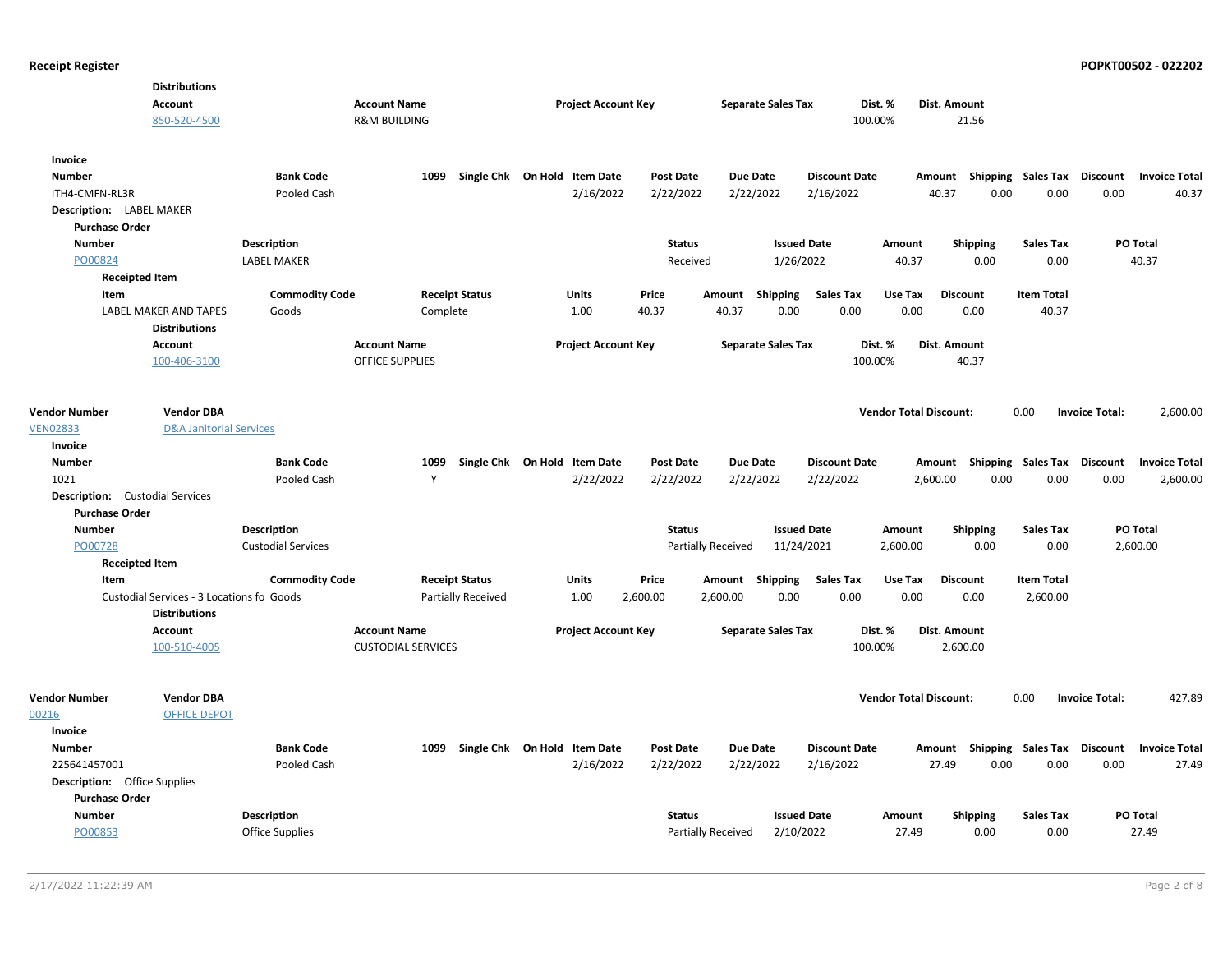**Distributions**

| Account | Account Name | Project Account Key | Separate Sales Tax | Dist. % | Dist. Amount |
|---|---|---|---|---|---|
| 850-520-4500 | R&M BUILDING | | | 100.00% | 21.56 |

**Invoice**

| Number | Bank Code | 1099 | Single Chk | On Hold | Item Date | Post Date | Due Date | Discount Date | Amount | Shipping | Sales Tax | Discount | Invoice Total |
|---|---|---|---|---|---|---|---|---|---|---|---|---|---|
| ITH4-CMFN-RL3R | Pooled Cash | | | | 2/16/2022 | 2/22/2022 | 2/22/2022 | 2/16/2022 | 40.37 | 0.00 | 0.00 | 0.00 | 40.37 |

**Description:** LABEL MAKER

**Purchase Order**

| Number | Description | Status | Issued Date | Amount | Shipping | Sales Tax | PO Total |
|---|---|---|---|---|---|---|---|
| PO00824 | LABEL MAKER | Received | 1/26/2022 | 40.37 | 0.00 | 0.00 | 40.37 |

**Receipted Item**

| Item | Commodity Code | Receipt Status | Units | Price | Amount | Shipping | Sales Tax | Use Tax | Discount | Item Total |
|---|---|---|---|---|---|---|---|---|---|---|
| LABEL MAKER AND TAPES | Goods | Complete | 1.00 | 40.37 | 40.37 | 0.00 | 0.00 | 0.00 | 0.00 | 40.37 |

**Distributions**

| Account | Account Name | Project Account Key | Separate Sales Tax | Dist. % | Dist. Amount |
|---|---|---|---|---|---|
| 100-406-3100 | OFFICE SUPPLIES | | | 100.00% | 40.37 |

**Vendor Number:** VEN02833 **Vendor DBA:** D&A Janitorial Services **Vendor Total Discount:** 0.00 **Invoice Total:** 2,600.00

**Invoice**

| Number | Bank Code | 1099 | Single Chk | On Hold | Item Date | Post Date | Due Date | Discount Date | Amount | Shipping | Sales Tax | Discount | Invoice Total |
|---|---|---|---|---|---|---|---|---|---|---|---|---|---|
| 1021 | Pooled Cash | Y | | | 2/22/2022 | 2/22/2022 | 2/22/2022 | 2/22/2022 | 2,600.00 | 0.00 | 0.00 | 0.00 | 2,600.00 |

**Description:** Custodial Services

**Purchase Order**

| Number | Description | Status | Issued Date | Amount | Shipping | Sales Tax | PO Total |
|---|---|---|---|---|---|---|---|
| PO00728 | Custodial Services | Partially Received | 11/24/2021 | 2,600.00 | 0.00 | 0.00 | 2,600.00 |

**Receipted Item**

| Item | Commodity Code | Receipt Status | Units | Price | Amount | Shipping | Sales Tax | Use Tax | Discount | Item Total |
|---|---|---|---|---|---|---|---|---|---|---|
| Custodial Services - 3 Locations fo | Goods | Partially Received | 1.00 | 2,600.00 | 2,600.00 | 0.00 | 0.00 | 0.00 | 0.00 | 2,600.00 |

**Distributions**

| Account | Account Name | Project Account Key | Separate Sales Tax | Dist. % | Dist. Amount |
|---|---|---|---|---|---|
| 100-510-4005 | CUSTODIAL SERVICES | | | 100.00% | 2,600.00 |

**Vendor Number:** 00216 **Vendor DBA:** OFFICE DEPOT **Vendor Total Discount:** 0.00 **Invoice Total:** 427.89

**Invoice**

| Number | Bank Code | 1099 | Single Chk | On Hold | Item Date | Post Date | Due Date | Discount Date | Amount | Shipping | Sales Tax | Discount | Invoice Total |
|---|---|---|---|---|---|---|---|---|---|---|---|---|---|
| 225641457001 | Pooled Cash | | | | 2/16/2022 | 2/22/2022 | 2/22/2022 | 2/16/2022 | 27.49 | 0.00 | 0.00 | 0.00 | 27.49 |

**Description:** Office Supplies

**Purchase Order**

| Number | Description | Status | Issued Date | Amount | Shipping | Sales Tax | PO Total |
|---|---|---|---|---|---|---|---|
| PO00853 | Office Supplies | Partially Received | 2/10/2022 | 27.49 | 0.00 | 0.00 | 27.49 |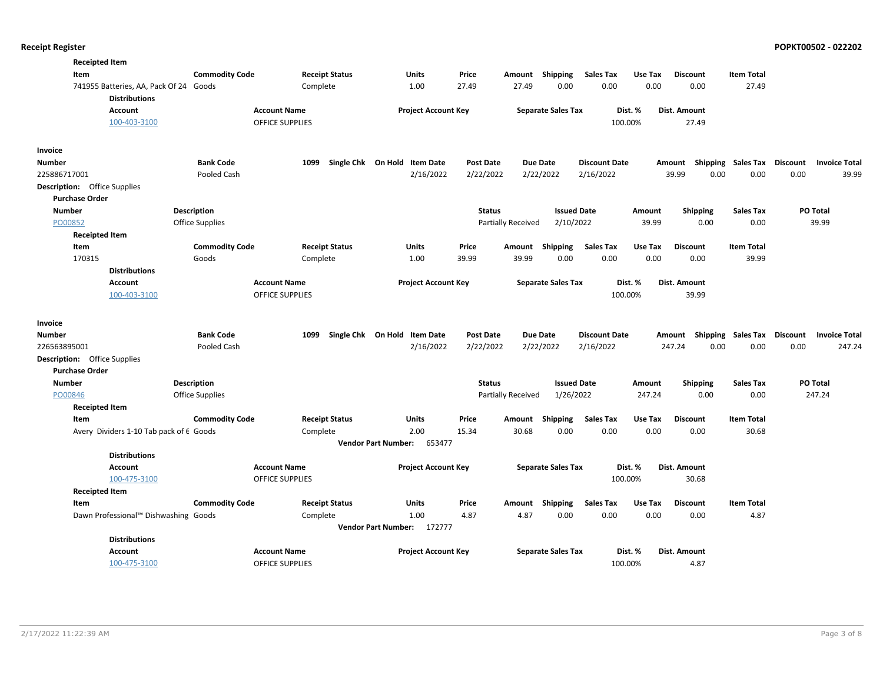**Receipted Item**

| Item | Commodity Code | Receipt Status | Units | Price | Amount | Shipping | Sales Tax | Use Tax | Discount | Item Total |
|---|---|---|---|---|---|---|---|---|---|---|
| 741955 Batteries, AA, Pack Of 24 | Goods | Complete | 1.00 | 27.49 | 27.49 | 0.00 | 0.00 | 0.00 | 0.00 | 27.49 |

**Distributions**

| Account | Account Name | Project Account Key | Separate Sales Tax | Dist. % | Dist. Amount |
|---|---|---|---|---|---|
| 100-403-3100 | OFFICE SUPPLIES | | | 100.00% | 27.49 |

**Invoice**

| Number | Bank Code | 1099 | Single Chk | On Hold | Item Date | Post Date | Due Date | Discount Date | Amount | Shipping | Sales Tax | Discount | Invoice Total |
|---|---|---|---|---|---|---|---|---|---|---|---|---|---|
| 225886717001 | Pooled Cash | | | | 2/16/2022 | 2/22/2022 | 2/22/2022 | 2/16/2022 | 39.99 | 0.00 | 0.00 | 0.00 | 39.99 |

**Description:** Office Supplies

**Purchase Order**

| Number | Description | Status | Issued Date | Amount | Shipping | Sales Tax | PO Total |
|---|---|---|---|---|---|---|---|
| PO00852 | Office Supplies | Partially Received | 2/10/2022 | 39.99 | 0.00 | 0.00 | 39.99 |

**Receipted Item**

| Item | Commodity Code | Receipt Status | Units | Price | Amount | Shipping | Sales Tax | Use Tax | Discount | Item Total |
|---|---|---|---|---|---|---|---|---|---|---|
| 170315 | Goods | Complete | 1.00 | 39.99 | 39.99 | 0.00 | 0.00 | 0.00 | 0.00 | 39.99 |

**Distributions**

| Account | Account Name | Project Account Key | Separate Sales Tax | Dist. % | Dist. Amount |
|---|---|---|---|---|---|
| 100-403-3100 | OFFICE SUPPLIES | | | 100.00% | 39.99 |

**Invoice**

| Number | Bank Code | 1099 | Single Chk | On Hold | Item Date | Post Date | Due Date | Discount Date | Amount | Shipping | Sales Tax | Discount | Invoice Total |
|---|---|---|---|---|---|---|---|---|---|---|---|---|---|
| 226563895001 | Pooled Cash | | | | 2/16/2022 | 2/22/2022 | 2/22/2022 | 2/16/2022 | 247.24 | 0.00 | 0.00 | 0.00 | 247.24 |

**Description:** Office Supplies

**Purchase Order**

| Number | Description | Status | Issued Date | Amount | Shipping | Sales Tax | PO Total |
|---|---|---|---|---|---|---|---|
| PO00846 | Office Supplies | Partially Received | 1/26/2022 | 247.24 | 0.00 | 0.00 | 247.24 |

**Receipted Item**

| Item | Commodity Code | Receipt Status | Units | Price | Amount | Shipping | Sales Tax | Use Tax | Discount | Item Total |
|---|---|---|---|---|---|---|---|---|---|---|
| Avery Dividers 1-10 Tab pack of 6 | Goods | Complete | 2.00 | 15.34 | 30.68 | 0.00 | 0.00 | 0.00 | 0.00 | 30.68 |

**Vendor Part Number:** 653477

**Distributions**

| Account | Account Name | Project Account Key | Separate Sales Tax | Dist. % | Dist. Amount |
|---|---|---|---|---|---|
| 100-475-3100 | OFFICE SUPPLIES | | | 100.00% | 30.68 |

**Receipted Item**

| Item | Commodity Code | Receipt Status | Units | Price | Amount | Shipping | Sales Tax | Use Tax | Discount | Item Total |
|---|---|---|---|---|---|---|---|---|---|---|
| Dawn Professional™ Dishwashing | Goods | Complete | 1.00 | 4.87 | 4.87 | 0.00 | 0.00 | 0.00 | 0.00 | 4.87 |

**Vendor Part Number:** 172777

**Distributions**

| Account | Account Name | Project Account Key | Separate Sales Tax | Dist. % | Dist. Amount |
|---|---|---|---|---|---|
| 100-475-3100 | OFFICE SUPPLIES | | | 100.00% | 4.87 |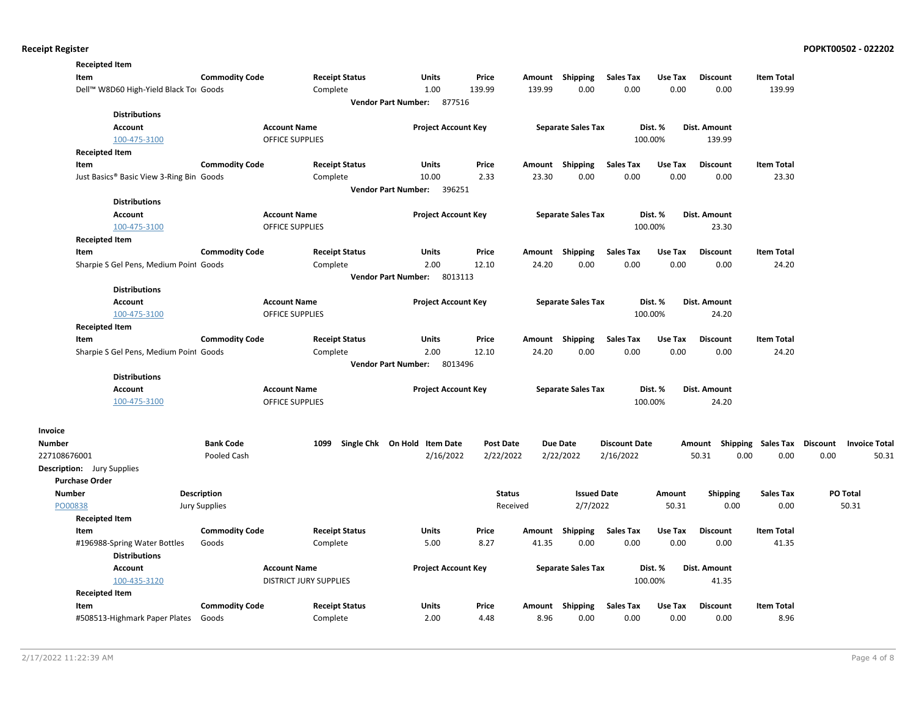**Receipted Item**

| Item | Commodity Code | Receipt Status | Units | Price | Amount | Shipping | Sales Tax | Use Tax | Discount | Item Total |
|---|---|---|---|---|---|---|---|---|---|---|
| Dell™ W8D60 High-Yield Black Toı | Goods | Complete | 1.00 | 139.99 | 139.99 | 0.00 | 0.00 | 0.00 | 0.00 | 139.99 |

**Vendor Part Number:** 877516

**Distributions**

| Account | Account Name | Project Account Key | Separate Sales Tax | Dist. % | Dist. Amount |
|---|---|---|---|---|---|
| 100-475-3100 | OFFICE SUPPLIES | | | 100.00% | 139.99 |

**Receipted Item**

| Item | Commodity Code | Receipt Status | Units | Price | Amount | Shipping | Sales Tax | Use Tax | Discount | Item Total |
|---|---|---|---|---|---|---|---|---|---|---|
| Just Basics® Basic View 3-Ring Bin | Goods | Complete | 10.00 | 2.33 | 23.30 | 0.00 | 0.00 | 0.00 | 0.00 | 23.30 |

**Vendor Part Number:** 396251

**Distributions**

| Account | Account Name | Project Account Key | Separate Sales Tax | Dist. % | Dist. Amount |
|---|---|---|---|---|---|
| 100-475-3100 | OFFICE SUPPLIES | | | 100.00% | 23.30 |

**Receipted Item**

| Item | Commodity Code | Receipt Status | Units | Price | Amount | Shipping | Sales Tax | Use Tax | Discount | Item Total |
|---|---|---|---|---|---|---|---|---|---|---|
| Sharpie S Gel Pens, Medium Point | Goods | Complete | 2.00 | 12.10 | 24.20 | 0.00 | 0.00 | 0.00 | 0.00 | 24.20 |

**Vendor Part Number:** 8013113

**Distributions**

| Account | Account Name | Project Account Key | Separate Sales Tax | Dist. % | Dist. Amount |
|---|---|---|---|---|---|
| 100-475-3100 | OFFICE SUPPLIES | | | 100.00% | 24.20 |

**Receipted Item**

| Item | Commodity Code | Receipt Status | Units | Price | Amount | Shipping | Sales Tax | Use Tax | Discount | Item Total |
|---|---|---|---|---|---|---|---|---|---|---|
| Sharpie S Gel Pens, Medium Point | Goods | Complete | 2.00 | 12.10 | 24.20 | 0.00 | 0.00 | 0.00 | 0.00 | 24.20 |

**Vendor Part Number:** 8013496

**Distributions**

| Account | Account Name | Project Account Key | Separate Sales Tax | Dist. % | Dist. Amount |
|---|---|---|---|---|---|
| 100-475-3100 | OFFICE SUPPLIES | | | 100.00% | 24.20 |

**Invoice**

| Number | Bank Code | 1099 | Single Chk | On Hold | Item Date | Post Date | Due Date | Discount Date | Amount | Shipping | Sales Tax | Discount | Invoice Total |
|---|---|---|---|---|---|---|---|---|---|---|---|---|---|
| 227108676001 | Pooled Cash | | | | 2/16/2022 | 2/22/2022 | 2/22/2022 | 2/16/2022 | 50.31 | 0.00 | 0.00 | 0.00 | 50.31 |

**Description:** Jury Supplies

**Purchase Order**

| Number | Description | Status | Issued Date | Amount | Shipping | Sales Tax | PO Total |
|---|---|---|---|---|---|---|---|
| PO00838 | Jury Supplies | Received | 2/7/2022 | 50.31 | 0.00 | 0.00 | 50.31 |

**Receipted Item**

| Item | Commodity Code | Receipt Status | Units | Price | Amount | Shipping | Sales Tax | Use Tax | Discount | Item Total |
|---|---|---|---|---|---|---|---|---|---|---|
| #196988-Spring Water Bottles | Goods | Complete | 5.00 | 8.27 | 41.35 | 0.00 | 0.00 | 0.00 | 0.00 | 41.35 |

**Distributions**

| Account | Account Name | Project Account Key | Separate Sales Tax | Dist. % | Dist. Amount |
|---|---|---|---|---|---|
| 100-435-3120 | DISTRICT JURY SUPPLIES | | | 100.00% | 41.35 |

**Receipted Item**

| Item | Commodity Code | Receipt Status | Units | Price | Amount | Shipping | Sales Tax | Use Tax | Discount | Item Total |
|---|---|---|---|---|---|---|---|---|---|---|
| #508513-Highmark Paper Plates | Goods | Complete | 2.00 | 4.48 | 8.96 | 0.00 | 0.00 | 0.00 | 0.00 | 8.96 |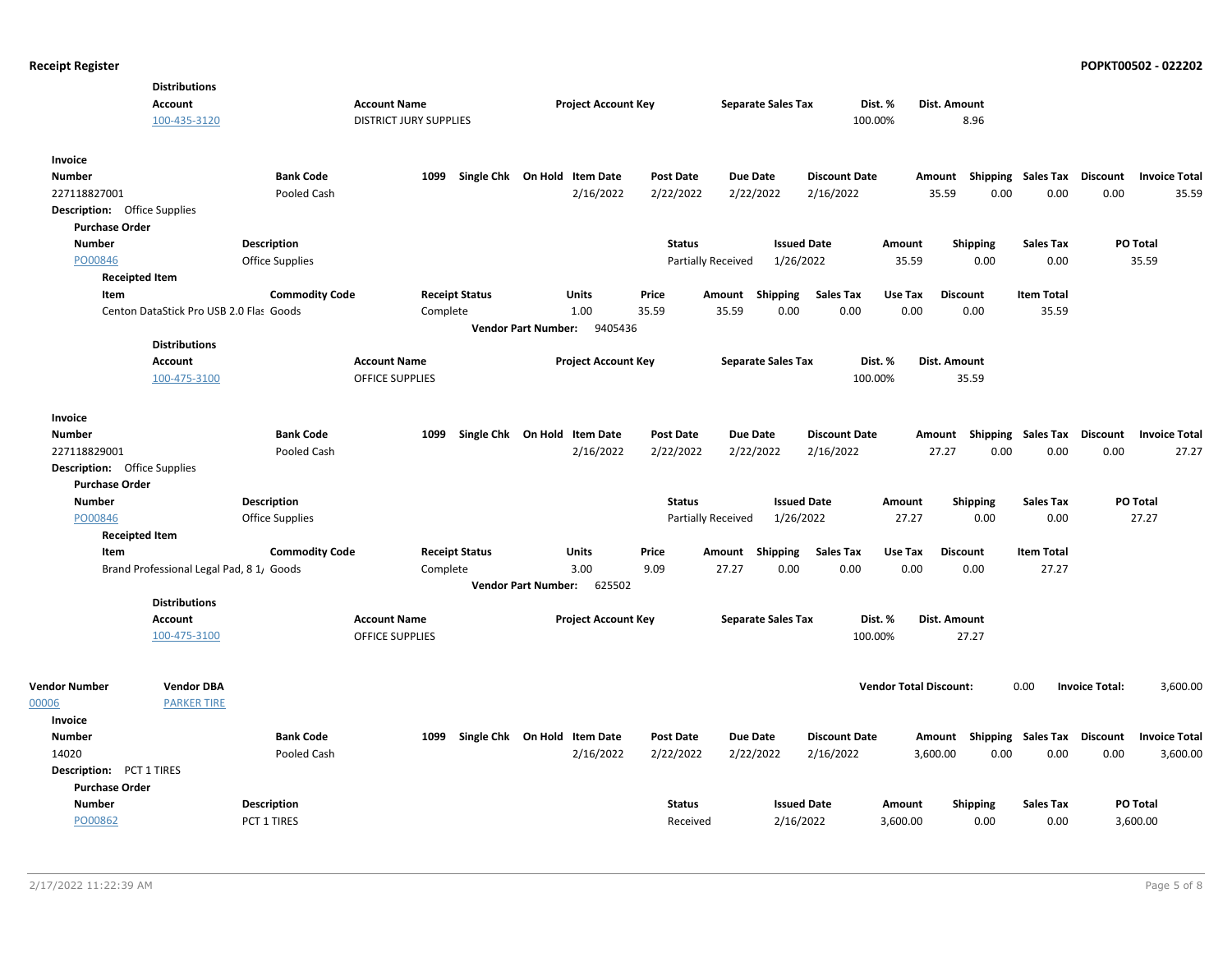**Distributions**

| Account | Account Name | Project Account Key | Separate Sales Tax | Dist. % | Dist. Amount |
|---|---|---|---|---|---|
| 100-435-3120 | DISTRICT JURY SUPPLIES | | | 100.00% | 8.96 |

**Invoice**

| Number | Bank Code | 1099 | Single Chk | On Hold | Item Date | Post Date | Due Date | Discount Date | Amount | Shipping | Sales Tax | Discount | Invoice Total |
|---|---|---|---|---|---|---|---|---|---|---|---|---|---|
| 227118827001 | Pooled Cash | | | | 2/16/2022 | 2/22/2022 | 2/22/2022 | 2/16/2022 | 35.59 | 0.00 | 0.00 | 0.00 | 35.59 |

**Description:** Office Supplies

**Purchase Order**

| Number | Description | Status | Issued Date | Amount | Shipping | Sales Tax | PO Total |
|---|---|---|---|---|---|---|---|
| PO00846 | Office Supplies | Partially Received | 1/26/2022 | 35.59 | 0.00 | 0.00 | 35.59 |

**Receipted Item**

| Item | Commodity Code | Receipt Status | Units | Price | Amount | Shipping | Sales Tax | Use Tax | Discount | Item Total |
|---|---|---|---|---|---|---|---|---|---|---|
| Centon DataStick Pro USB 2.0 Flas | Goods | Complete | 1.00 | 35.59 | 35.59 | 0.00 | 0.00 | 0.00 | 0.00 | 35.59 |

**Vendor Part Number:** 9405436

**Distributions**

| Account | Account Name | Project Account Key | Separate Sales Tax | Dist. % | Dist. Amount |
|---|---|---|---|---|---|
| 100-475-3100 | OFFICE SUPPLIES | | | 100.00% | 35.59 |

**Invoice**

| Number | Bank Code | 1099 | Single Chk | On Hold | Item Date | Post Date | Due Date | Discount Date | Amount | Shipping | Sales Tax | Discount | Invoice Total |
|---|---|---|---|---|---|---|---|---|---|---|---|---|---|
| 227118829001 | Pooled Cash | | | | 2/16/2022 | 2/22/2022 | 2/22/2022 | 2/16/2022 | 27.27 | 0.00 | 0.00 | 0.00 | 27.27 |

**Description:** Office Supplies

**Purchase Order**

| Number | Description | Status | Issued Date | Amount | Shipping | Sales Tax | PO Total |
|---|---|---|---|---|---|---|---|
| PO00846 | Office Supplies | Partially Received | 1/26/2022 | 27.27 | 0.00 | 0.00 | 27.27 |

**Receipted Item**

| Item | Commodity Code | Receipt Status | Units | Price | Amount | Shipping | Sales Tax | Use Tax | Discount | Item Total |
|---|---|---|---|---|---|---|---|---|---|---|
| Brand Professional Legal Pad, 8 1/ | Goods | Complete | 3.00 | 9.09 | 27.27 | 0.00 | 0.00 | 0.00 | 0.00 | 27.27 |

**Vendor Part Number:** 625502

**Distributions**

| Account | Account Name | Project Account Key | Separate Sales Tax | Dist. % | Dist. Amount |
|---|---|---|---|---|---|
| 100-475-3100 | OFFICE SUPPLIES | | | 100.00% | 27.27 |

| Vendor Number | Vendor DBA | Vendor Total Discount: | Invoice Total: |
|---|---|---|---|
| 00006 | PARKER TIRE | 0.00 | 3,600.00 |

**Invoice**

| Number | Bank Code | 1099 | Single Chk | On Hold | Item Date | Post Date | Due Date | Discount Date | Amount | Shipping | Sales Tax | Discount | Invoice Total |
|---|---|---|---|---|---|---|---|---|---|---|---|---|---|
| 14020 | Pooled Cash | | | | 2/16/2022 | 2/22/2022 | 2/22/2022 | 2/16/2022 | 3,600.00 | 0.00 | 0.00 | 0.00 | 3,600.00 |

**Description:** PCT 1 TIRES

**Purchase Order**

| Number | Description | Status | Issued Date | Amount | Shipping | Sales Tax | PO Total |
|---|---|---|---|---|---|---|---|
| PO00862 | PCT 1 TIRES | Received | 2/16/2022 | 3,600.00 | 0.00 | 0.00 | 3,600.00 |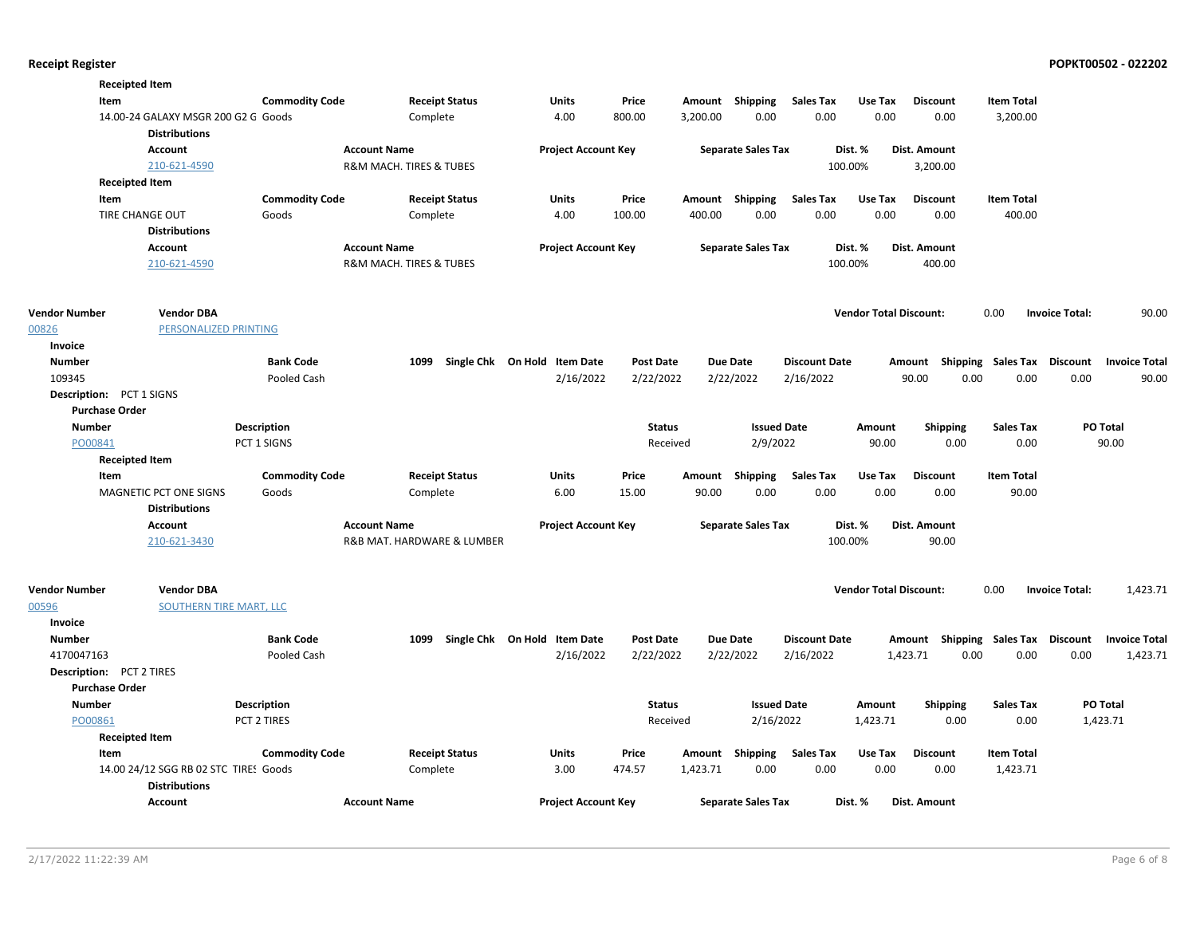**Receipt Register**

**Receipted Item**

| Item | Commodity Code | Receipt Status | Units | Price | Amount | Shipping | Sales Tax | Use Tax | Discount | Item Total |
|---|---|---|---|---|---|---|---|---|---|---|
| 14.00-24 GALAXY MSGR 200 G2 G | Goods | Complete | 4.00 | 800.00 | 3,200.00 | 0.00 | 0.00 | 0.00 | 0.00 | 3,200.00 |

**Distributions**

| Account | Account Name | Project Account Key | Separate Sales Tax | Dist. % | Dist. Amount |
|---|---|---|---|---|---|
| 210-621-4590 | R&M MACH. TIRES & TUBES | | | 100.00% | 3,200.00 |

**Receipted Item**

| Item | Commodity Code | Receipt Status | Units | Price | Amount | Shipping | Sales Tax | Use Tax | Discount | Item Total |
|---|---|---|---|---|---|---|---|---|---|---|
| TIRE CHANGE OUT | Goods | Complete | 4.00 | 100.00 | 400.00 | 0.00 | 0.00 | 0.00 | 0.00 | 400.00 |

**Distributions**

| Account | Account Name | Project Account Key | Separate Sales Tax | Dist. % | Dist. Amount |
|---|---|---|---|---|---|
| 210-621-4590 | R&M MACH. TIRES & TUBES | | | 100.00% | 400.00 |

| Vendor Number | Vendor DBA | Vendor Total Discount: | Invoice Total: |
|---|---|---|---|
| 00826 | PERSONALIZED PRINTING | 0.00 | 90.00 |

**Invoice**

| Number | Bank Code | 1099 | Single Chk | On Hold | Item Date | Post Date | Due Date | Discount Date | Amount | Shipping | Sales Tax | Discount | Invoice Total |
|---|---|---|---|---|---|---|---|---|---|---|---|---|---|
| 109345 | Pooled Cash | | | | 2/16/2022 | 2/22/2022 | 2/22/2022 | 2/16/2022 | 90.00 | 0.00 | 0.00 | 0.00 | 90.00 |

**Description:** PCT 1 SIGNS

**Purchase Order**

| Number | Description | Status | Issued Date | Amount | Shipping | Sales Tax | PO Total |
|---|---|---|---|---|---|---|---|
| PO00841 | PCT 1 SIGNS | Received | 2/9/2022 | 90.00 | 0.00 | 0.00 | 90.00 |

**Receipted Item**

| Item | Commodity Code | Receipt Status | Units | Price | Amount | Shipping | Sales Tax | Use Tax | Discount | Item Total |
|---|---|---|---|---|---|---|---|---|---|---|
| MAGNETIC PCT ONE SIGNS | Goods | Complete | 6.00 | 15.00 | 90.00 | 0.00 | 0.00 | 0.00 | 0.00 | 90.00 |

**Distributions**

| Account | Account Name | Project Account Key | Separate Sales Tax | Dist. % | Dist. Amount |
|---|---|---|---|---|---|
| 210-621-3430 | R&B MAT. HARDWARE & LUMBER | | | 100.00% | 90.00 |

| Vendor Number | Vendor DBA | Vendor Total Discount: | Invoice Total: |
|---|---|---|---|
| 00596 | SOUTHERN TIRE MART, LLC | 0.00 | 1,423.71 |

**Invoice**

| Number | Bank Code | 1099 | Single Chk | On Hold | Item Date | Post Date | Due Date | Discount Date | Amount | Shipping | Sales Tax | Discount | Invoice Total |
|---|---|---|---|---|---|---|---|---|---|---|---|---|---|
| 4170047163 | Pooled Cash | | | | 2/16/2022 | 2/22/2022 | 2/22/2022 | 2/16/2022 | 1,423.71 | 0.00 | 0.00 | 0.00 | 1,423.71 |

**Description:** PCT 2 TIRES

**Purchase Order**

| Number | Description | Status | Issued Date | Amount | Shipping | Sales Tax | PO Total |
|---|---|---|---|---|---|---|---|
| PO00861 | PCT 2 TIRES | Received | 2/16/2022 | 1,423.71 | 0.00 | 0.00 | 1,423.71 |

**Receipted Item**

| Item | Commodity Code | Receipt Status | Units | Price | Amount | Shipping | Sales Tax | Use Tax | Discount | Item Total |
|---|---|---|---|---|---|---|---|---|---|---|
| 14.00 24/12 SGG RB 02 STC TIRES | Goods | Complete | 3.00 | 474.57 | 1,423.71 | 0.00 | 0.00 | 0.00 | 0.00 | 1,423.71 |

**Distributions**

| Account | Account Name | Project Account Key | Separate Sales Tax | Dist. % | Dist. Amount |
|---|---|---|---|---|---|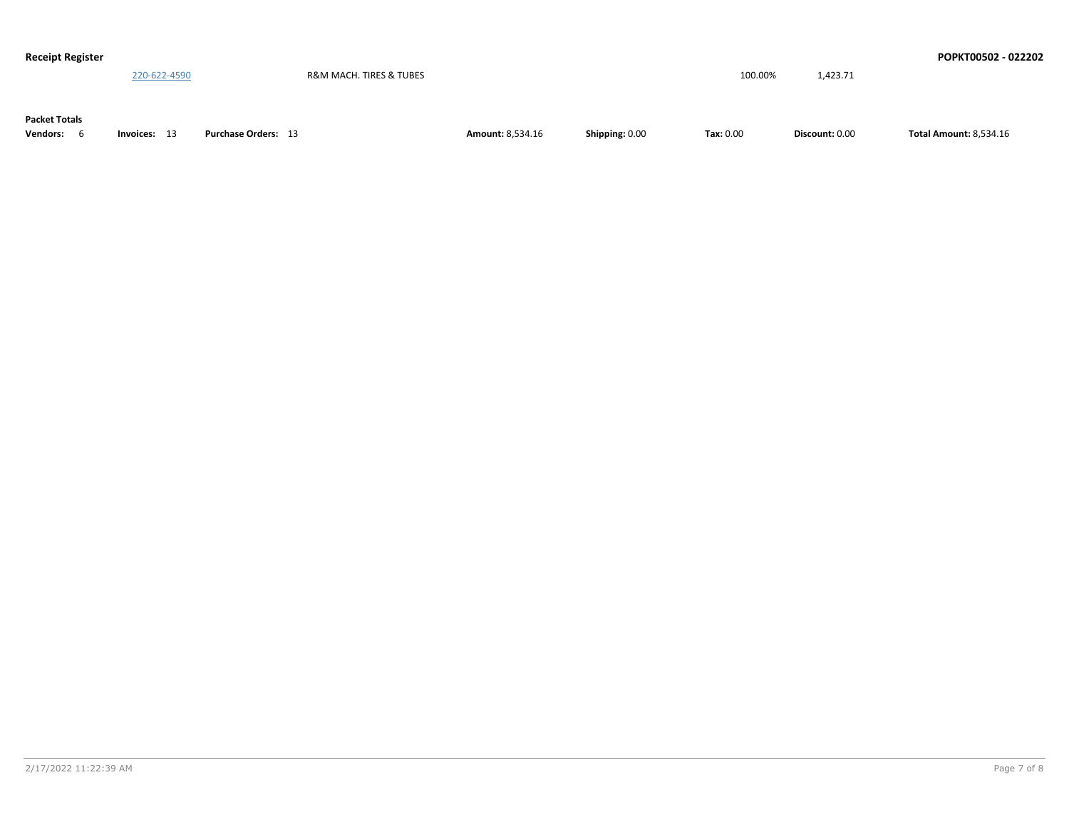| | | | |
|---|---|---|---|
| 220-622-4590 | R&M MACH. TIRES & TUBES | 100.00% | 1,423.71 |

**Packet Totals**

**Vendors:** 6 **Invoices:** 13 **Purchase Orders:** 13 **Amount:** 8,534.16 **Shipping:** 0.00 **Tax:** 0.00 **Discount:** 0.00 **Total Amount:** 8,534.16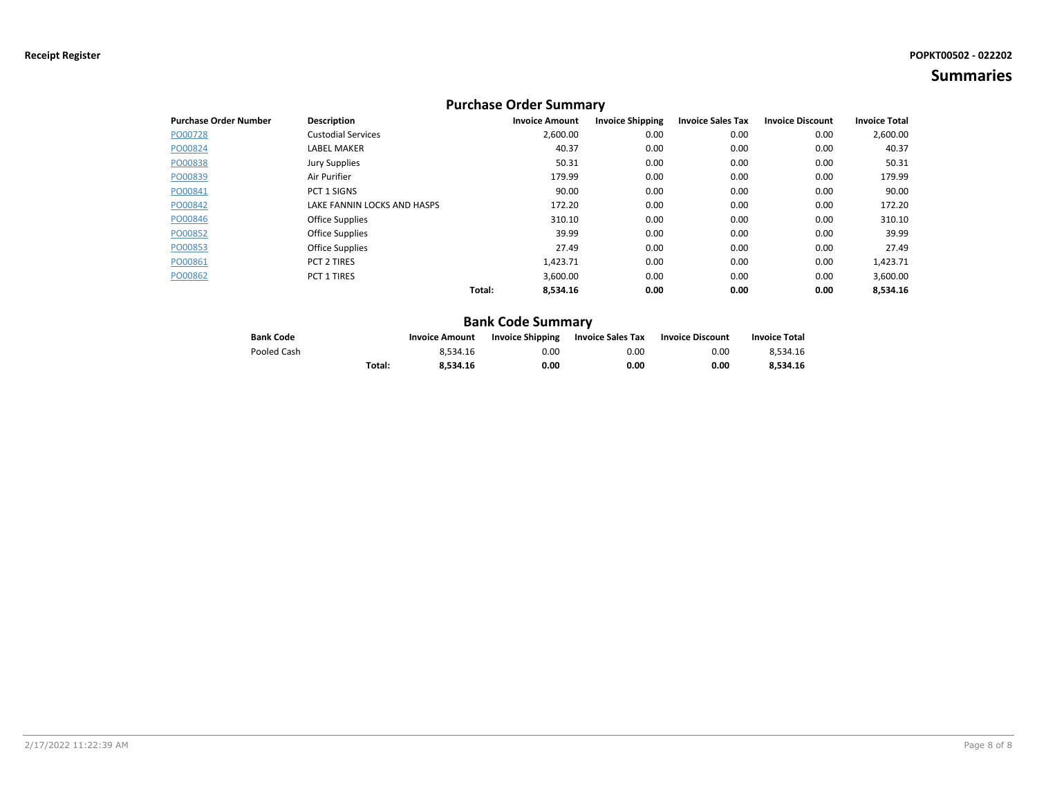Receipt Register

POPKT00502 - 022202

# Summaries

## Purchase Order Summary

| Purchase Order Number | Description | | Invoice Amount | Invoice Shipping | Invoice Sales Tax | Invoice Discount | Invoice Total |
|---|---|---|---|---|---|---|---|
| PO00728 | Custodial Services | | 2,600.00 | 0.00 | 0.00 | 0.00 | 2,600.00 |
| PO00824 | LABEL MAKER | | 40.37 | 0.00 | 0.00 | 0.00 | 40.37 |
| PO00838 | Jury Supplies | | 50.31 | 0.00 | 0.00 | 0.00 | 50.31 |
| PO00839 | Air Purifier | | 179.99 | 0.00 | 0.00 | 0.00 | 179.99 |
| PO00841 | PCT 1 SIGNS | | 90.00 | 0.00 | 0.00 | 0.00 | 90.00 |
| PO00842 | LAKE FANNIN LOCKS AND HASPS | | 172.20 | 0.00 | 0.00 | 0.00 | 172.20 |
| PO00846 | Office Supplies | | 310.10 | 0.00 | 0.00 | 0.00 | 310.10 |
| PO00852 | Office Supplies | | 39.99 | 0.00 | 0.00 | 0.00 | 39.99 |
| PO00853 | Office Supplies | | 27.49 | 0.00 | 0.00 | 0.00 | 27.49 |
| PO00861 | PCT 2 TIRES | | 1,423.71 | 0.00 | 0.00 | 0.00 | 1,423.71 |
| PO00862 | PCT 1 TIRES | | 3,600.00 | 0.00 | 0.00 | 0.00 | 3,600.00 |
| | | **Total:** | **8,534.16** | **0.00** | **0.00** | **0.00** | **8,534.16** |

## Bank Code Summary

| Bank Code | | Invoice Amount | Invoice Shipping | Invoice Sales Tax | Invoice Discount | Invoice Total |
|---|---|---|---|---|---|---|
| Pooled Cash | | 8,534.16 | 0.00 | 0.00 | 0.00 | 8,534.16 |
| | **Total:** | **8,534.16** | **0.00** | **0.00** | **0.00** | **8,534.16** |

2/17/2022 11:22:39 AM